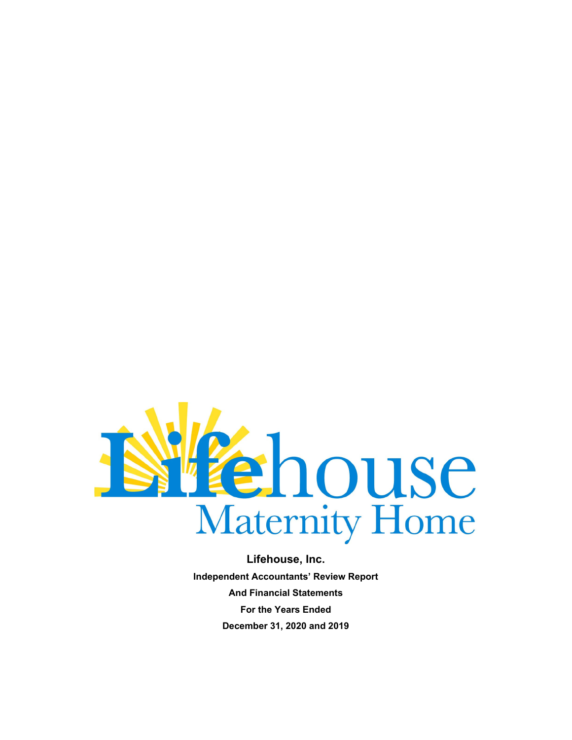Lifehouse Maternity Home

**Lifehouse, Inc.**

**Independent Accountants' Review Report**

**And Financial Statements**

**For the Years Ended**

**December 31, 2020 and 2019**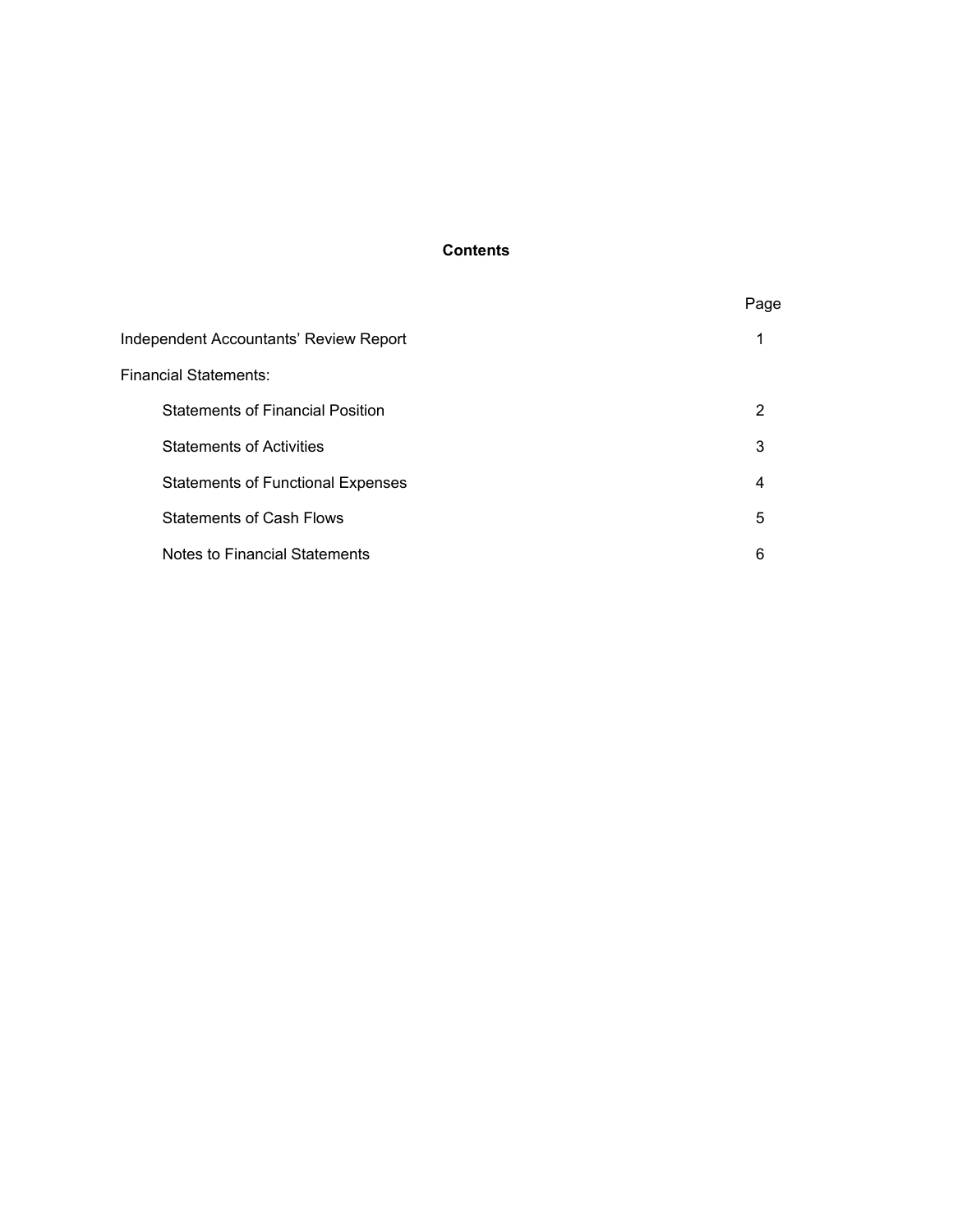# Contents

| | Page |
|---|---|
| Independent Accountants' Review Report | 1 |
| Financial Statements: | |
| Statements of Financial Position | 2 |
| Statements of Activities | 3 |
| Statements of Functional Expenses | 4 |
| Statements of Cash Flows | 5 |
| Notes to Financial Statements | 6 |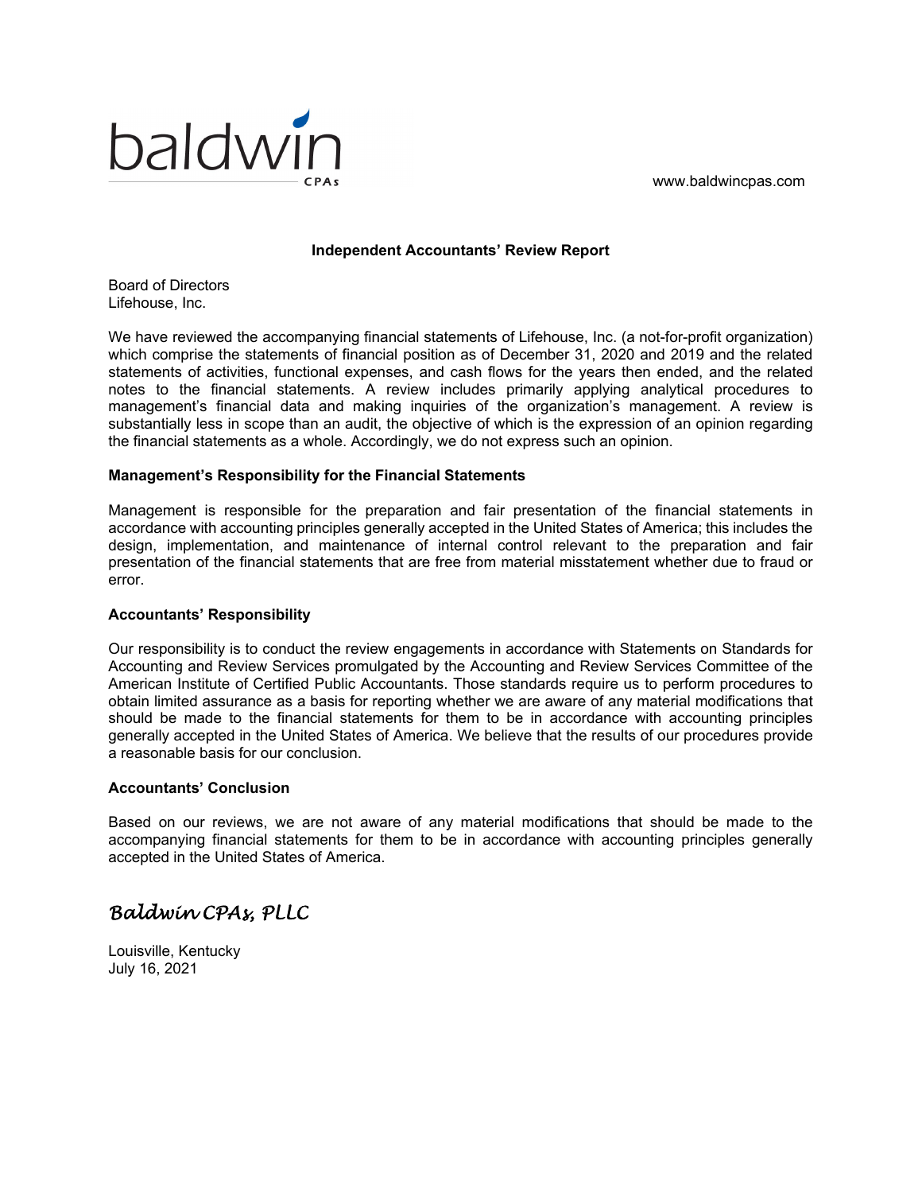baldwin CPAs

www.baldwincpas.com

## Independent Accountants' Review Report

Board of Directors
Lifehouse, Inc.

We have reviewed the accompanying financial statements of Lifehouse, Inc. (a not-for-profit organization) which comprise the statements of financial position as of December 31, 2020 and 2019 and the related statements of activities, functional expenses, and cash flows for the years then ended, and the related notes to the financial statements. A review includes primarily applying analytical procedures to management's financial data and making inquiries of the organization's management. A review is substantially less in scope than an audit, the objective of which is the expression of an opinion regarding the financial statements as a whole. Accordingly, we do not express such an opinion.

### Management's Responsibility for the Financial Statements

Management is responsible for the preparation and fair presentation of the financial statements in accordance with accounting principles generally accepted in the United States of America; this includes the design, implementation, and maintenance of internal control relevant to the preparation and fair presentation of the financial statements that are free from material misstatement whether due to fraud or error.

### Accountants' Responsibility

Our responsibility is to conduct the review engagements in accordance with Statements on Standards for Accounting and Review Services promulgated by the Accounting and Review Services Committee of the American Institute of Certified Public Accountants. Those standards require us to perform procedures to obtain limited assurance as a basis for reporting whether we are aware of any material modifications that should be made to the financial statements for them to be in accordance with accounting principles generally accepted in the United States of America. We believe that the results of our procedures provide a reasonable basis for our conclusion.

### Accountants' Conclusion

Based on our reviews, we are not aware of any material modifications that should be made to the accompanying financial statements for them to be in accordance with accounting principles generally accepted in the United States of America.

*Baldwin CPAs, PLLC*

Louisville, Kentucky
July 16, 2021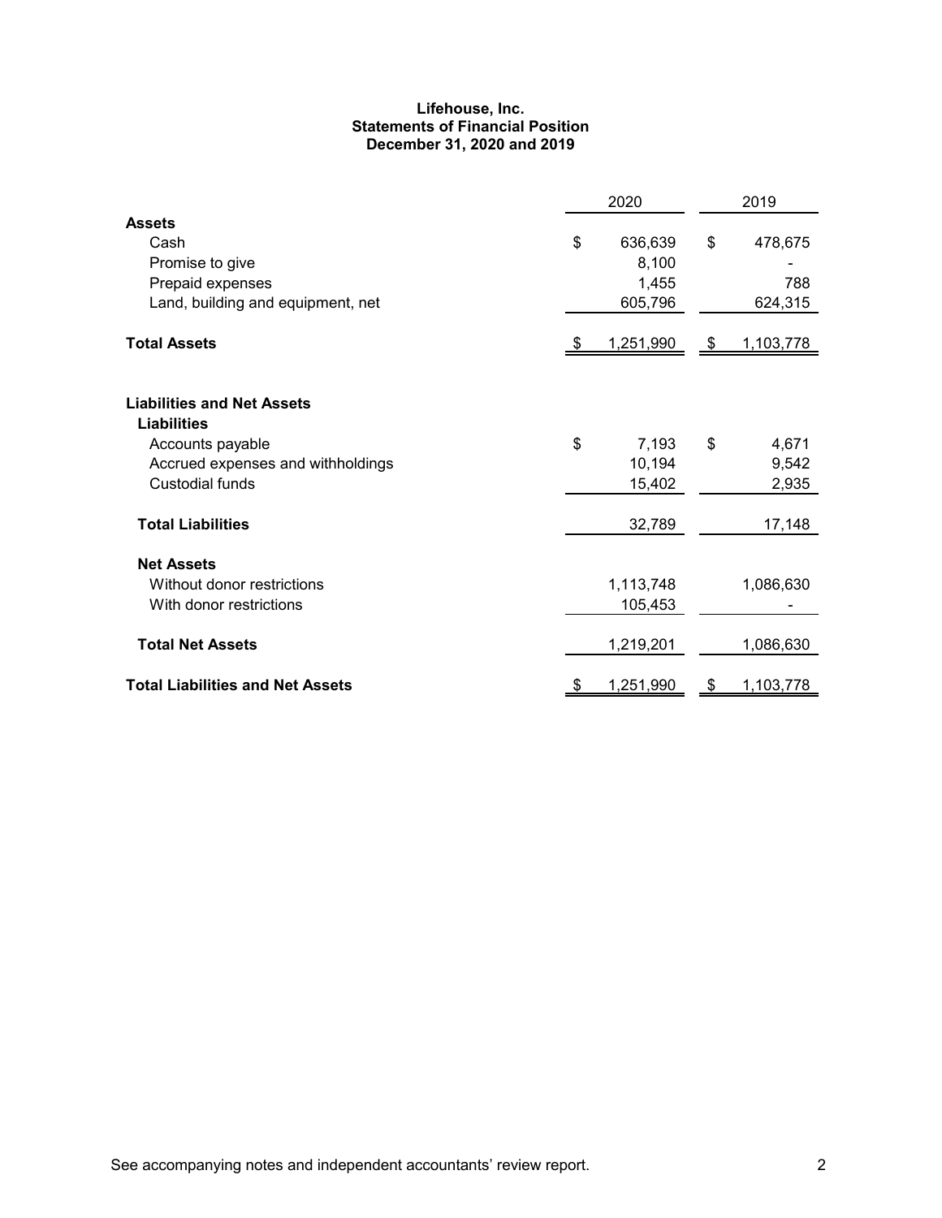**Lifehouse, Inc.**
**Statements of Financial Position**
**December 31, 2020 and 2019**

| | 2020 | 2019 |
|---|---|---|
| **Assets** | | |
| Cash | $ 636,639 | $ 478,675 |
| Promise to give | 8,100 | - |
| Prepaid expenses | 1,455 | 788 |
| Land, building and equipment, net | 605,796 | 624,315 |
| **Total Assets** | $ 1,251,990 | $ 1,103,778 |
| | | |
| **Liabilities and Net Assets** | | |
| **Liabilities** | | |
| Accounts payable | $ 7,193 | $ 4,671 |
| Accrued expenses and withholdings | 10,194 | 9,542 |
| Custodial funds | 15,402 | 2,935 |
| **Total Liabilities** | 32,789 | 17,148 |
| **Net Assets** | | |
| Without donor restrictions | 1,113,748 | 1,086,630 |
| With donor restrictions | 105,453 | - |
| **Total Net Assets** | 1,219,201 | 1,086,630 |
| **Total Liabilities and Net Assets** | $ 1,251,990 | $ 1,103,778 |

See accompanying notes and independent accountants' review report.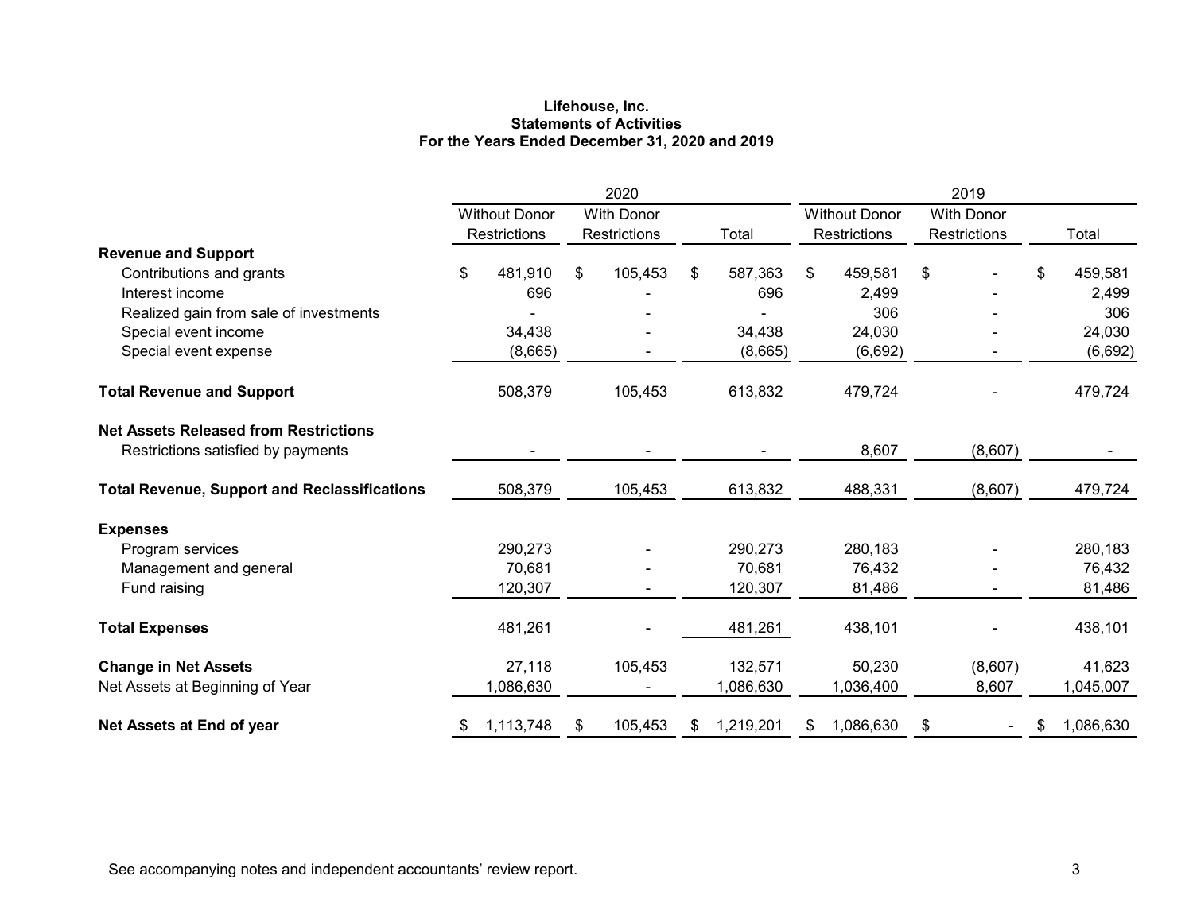**Lifehouse, Inc.**
**Statements of Activities**
**For the Years Ended December 31, 2020 and 2019**

| | 2020 | | | 2019 | | |
|---|---|---|---|---|---|---|
| | Without Donor Restrictions | With Donor Restrictions | Total | Without Donor Restrictions | With Donor Restrictions | Total |
| **Revenue and Support** | | | | | | |
| Contributions and grants | $ 481,910 | $ 105,453 | $ 587,363 | $ 459,581 | $ - | $ 459,581 |
| Interest income | 696 | - | 696 | 2,499 | - | 2,499 |
| Realized gain from sale of investments | - | - | - | 306 | - | 306 |
| Special event income | 34,438 | - | 34,438 | 24,030 | - | 24,030 |
| Special event expense | (8,665) | - | (8,665) | (6,692) | - | (6,692) |
| **Total Revenue and Support** | 508,379 | 105,453 | 613,832 | 479,724 | - | 479,724 |
| **Net Assets Released from Restrictions** | | | | | | |
| Restrictions satisfied by payments | - | - | - | 8,607 | (8,607) | - |
| **Total Revenue, Support and Reclassifications** | 508,379 | 105,453 | 613,832 | 488,331 | (8,607) | 479,724 |
| **Expenses** | | | | | | |
| Program services | 290,273 | - | 290,273 | 280,183 | - | 280,183 |
| Management and general | 70,681 | - | 70,681 | 76,432 | - | 76,432 |
| Fund raising | 120,307 | - | 120,307 | 81,486 | - | 81,486 |
| **Total Expenses** | 481,261 | - | 481,261 | 438,101 | - | 438,101 |
| **Change in Net Assets** | 27,118 | 105,453 | 132,571 | 50,230 | (8,607) | 41,623 |
| Net Assets at Beginning of Year | 1,086,630 | - | 1,086,630 | 1,036,400 | 8,607 | 1,045,007 |
| **Net Assets at End of year** | $ 1,113,748 | $ 105,453 | $ 1,219,201 | $ 1,086,630 | $ - | $ 1,086,630 |

See accompanying notes and independent accountants' review report.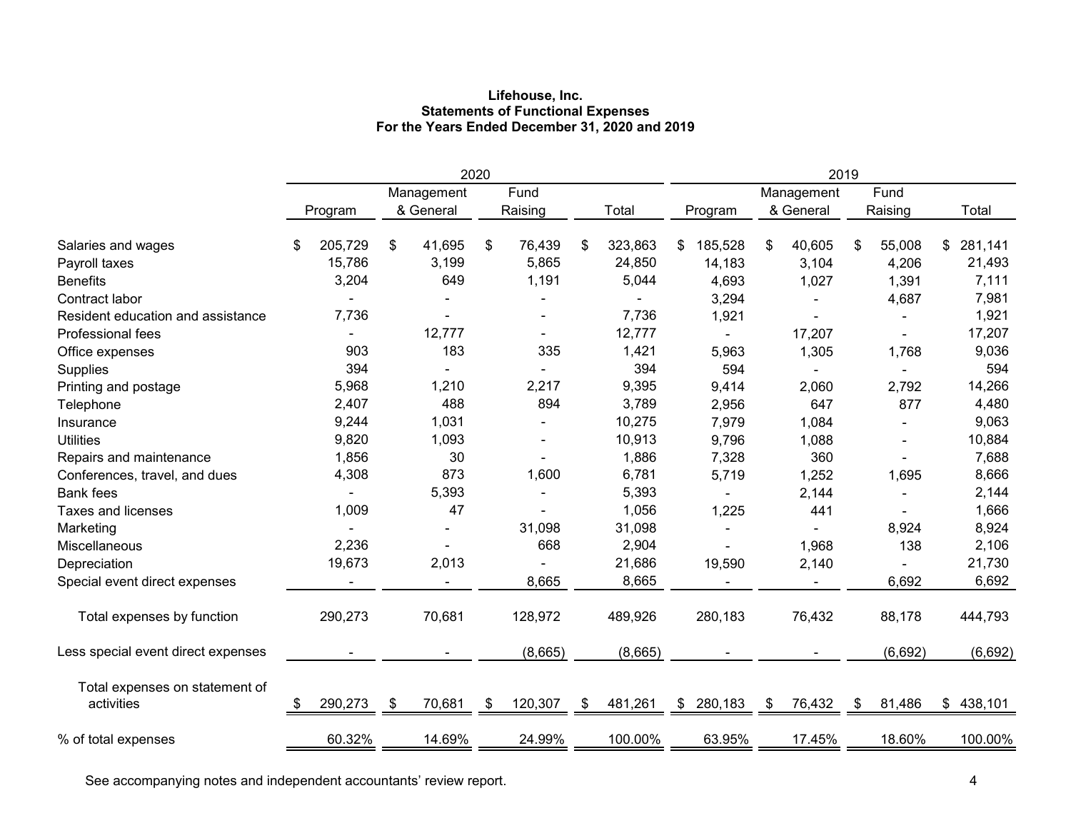**Lifehouse, Inc.**
**Statements of Functional Expenses**
**For the Years Ended December 31, 2020 and 2019**

| | 2020 | | | | 2019 | | | |
|---|---|---|---|---|---|---|---|---|
| | Program | Management & General | Fund Raising | Total | Program | Management & General | Fund Raising | Total |
| Salaries and wages | $ 205,729 | $ 41,695 | $ 76,439 | $ 323,863 | $ 185,528 | $ 40,605 | $ 55,008 | $ 281,141 |
| Payroll taxes | 15,786 | 3,199 | 5,865 | 24,850 | 14,183 | 3,104 | 4,206 | 21,493 |
| Benefits | 3,204 | 649 | 1,191 | 5,044 | 4,693 | 1,027 | 1,391 | 7,111 |
| Contract labor | - | - | - | - | 3,294 | - | 4,687 | 7,981 |
| Resident education and assistance | 7,736 | - | - | 7,736 | 1,921 | - | - | 1,921 |
| Professional fees | - | 12,777 | - | 12,777 | - | 17,207 | - | 17,207 |
| Office expenses | 903 | 183 | 335 | 1,421 | 5,963 | 1,305 | 1,768 | 9,036 |
| Supplies | 394 | - | - | 394 | 594 | - | - | 594 |
| Printing and postage | 5,968 | 1,210 | 2,217 | 9,395 | 9,414 | 2,060 | 2,792 | 14,266 |
| Telephone | 2,407 | 488 | 894 | 3,789 | 2,956 | 647 | 877 | 4,480 |
| Insurance | 9,244 | 1,031 | - | 10,275 | 7,979 | 1,084 | - | 9,063 |
| Utilities | 9,820 | 1,093 | - | 10,913 | 9,796 | 1,088 | - | 10,884 |
| Repairs and maintenance | 1,856 | 30 | - | 1,886 | 7,328 | 360 | - | 7,688 |
| Conferences, travel, and dues | 4,308 | 873 | 1,600 | 6,781 | 5,719 | 1,252 | 1,695 | 8,666 |
| Bank fees | - | 5,393 | - | 5,393 | - | 2,144 | - | 2,144 |
| Taxes and licenses | 1,009 | 47 | - | 1,056 | 1,225 | 441 | - | 1,666 |
| Marketing | - | - | 31,098 | 31,098 | - | - | 8,924 | 8,924 |
| Miscellaneous | 2,236 | - | 668 | 2,904 | - | 1,968 | 138 | 2,106 |
| Depreciation | 19,673 | 2,013 | - | 21,686 | 19,590 | 2,140 | - | 21,730 |
| Special event direct expenses | - | - | 8,665 | 8,665 | - | - | 6,692 | 6,692 |
| Total expenses by function | 290,273 | 70,681 | 128,972 | 489,926 | 280,183 | 76,432 | 88,178 | 444,793 |
| Less special event direct expenses | - | - | (8,665) | (8,665) | - | - | (6,692) | (6,692) |
| Total expenses on statement of activities | $ 290,273 | $ 70,681 | $ 120,307 | $ 481,261 | $ 280,183 | $ 76,432 | $ 81,486 | $ 438,101 |
| % of total expenses | 60.32% | 14.69% | 24.99% | 100.00% | 63.95% | 17.45% | 18.60% | 100.00% |

See accompanying notes and independent accountants' review report.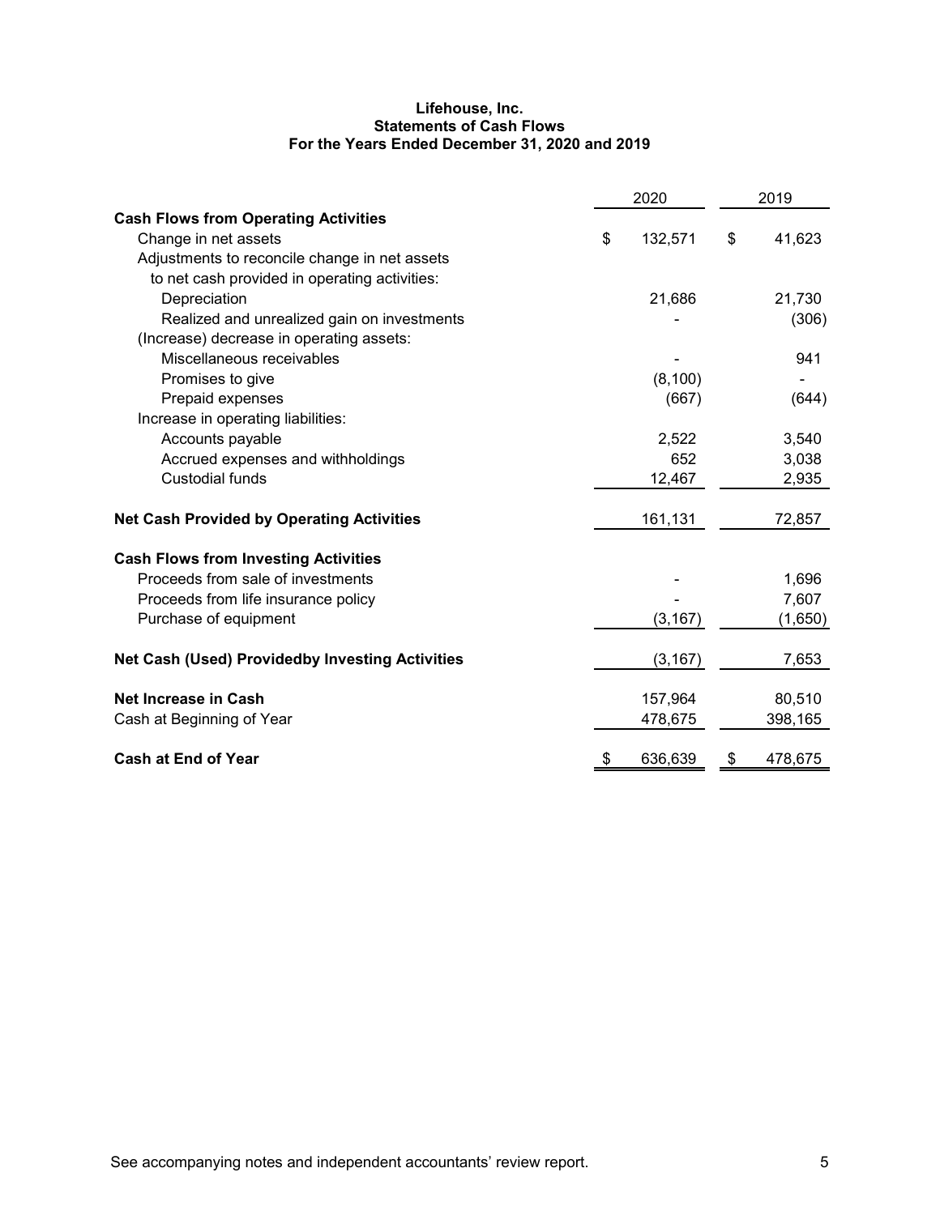**Lifehouse, Inc.**
**Statements of Cash Flows**
**For the Years Ended December 31, 2020 and 2019**

| | 2020 | 2019 |
|---|---|---|
| **Cash Flows from Operating Activities** | | |
| Change in net assets | $ 132,571 | $ 41,623 |
| Adjustments to reconcile change in net assets to net cash provided in operating activities: | | |
| Depreciation | 21,686 | 21,730 |
| Realized and unrealized gain on investments | - | (306) |
| (Increase) decrease in operating assets: | | |
| Miscellaneous receivables | - | 941 |
| Promises to give | (8,100) | - |
| Prepaid expenses | (667) | (644) |
| Increase in operating liabilities: | | |
| Accounts payable | 2,522 | 3,540 |
| Accrued expenses and withholdings | 652 | 3,038 |
| Custodial funds | 12,467 | 2,935 |
| **Net Cash Provided by Operating Activities** | 161,131 | 72,857 |
| **Cash Flows from Investing Activities** | | |
| Proceeds from sale of investments | - | 1,696 |
| Proceeds from life insurance policy | - | 7,607 |
| Purchase of equipment | (3,167) | (1,650) |
| **Net Cash (Used) Providedby Investing Activities** | (3,167) | 7,653 |
| **Net Increase in Cash** | 157,964 | 80,510 |
| Cash at Beginning of Year | 478,675 | 398,165 |
| **Cash at End of Year** | $ 636,639 | $ 478,675 |

See accompanying notes and independent accountants' review report.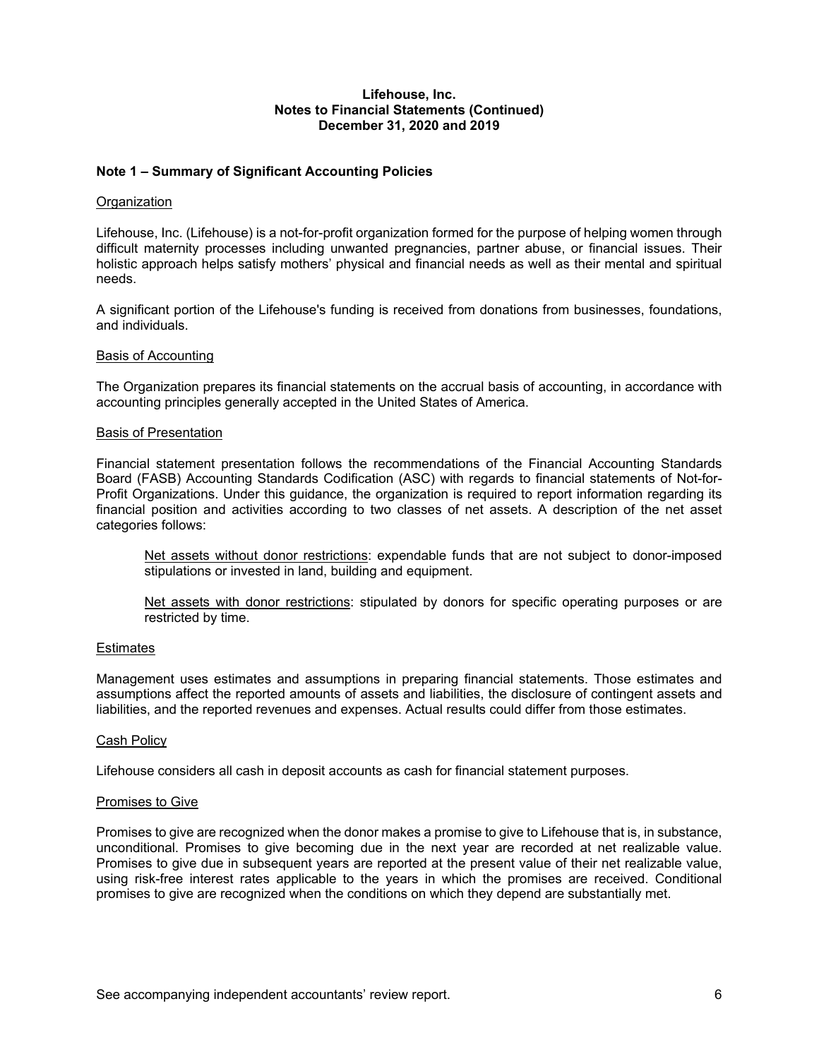**Lifehouse, Inc.**
**Notes to Financial Statements (Continued)**
**December 31, 2020 and 2019**

## Note 1 – Summary of Significant Accounting Policies

### Organization

Lifehouse, Inc. (Lifehouse) is a not-for-profit organization formed for the purpose of helping women through difficult maternity processes including unwanted pregnancies, partner abuse, or financial issues. Their holistic approach helps satisfy mothers' physical and financial needs as well as their mental and spiritual needs.

A significant portion of the Lifehouse's funding is received from donations from businesses, foundations, and individuals.

### Basis of Accounting

The Organization prepares its financial statements on the accrual basis of accounting, in accordance with accounting principles generally accepted in the United States of America.

### Basis of Presentation

Financial statement presentation follows the recommendations of the Financial Accounting Standards Board (FASB) Accounting Standards Codification (ASC) with regards to financial statements of Not-for-Profit Organizations. Under this guidance, the organization is required to report information regarding its financial position and activities according to two classes of net assets. A description of the net asset categories follows:

> Net assets without donor restrictions: expendable funds that are not subject to donor-imposed stipulations or invested in land, building and equipment.
>
> Net assets with donor restrictions: stipulated by donors for specific operating purposes or are restricted by time.

### Estimates

Management uses estimates and assumptions in preparing financial statements. Those estimates and assumptions affect the reported amounts of assets and liabilities, the disclosure of contingent assets and liabilities, and the reported revenues and expenses. Actual results could differ from those estimates.

### Cash Policy

Lifehouse considers all cash in deposit accounts as cash for financial statement purposes.

### Promises to Give

Promises to give are recognized when the donor makes a promise to give to Lifehouse that is, in substance, unconditional. Promises to give becoming due in the next year are recorded at net realizable value. Promises to give due in subsequent years are reported at the present value of their net realizable value, using risk-free interest rates applicable to the years in which the promises are received. Conditional promises to give are recognized when the conditions on which they depend are substantially met.

See accompanying independent accountants' review report.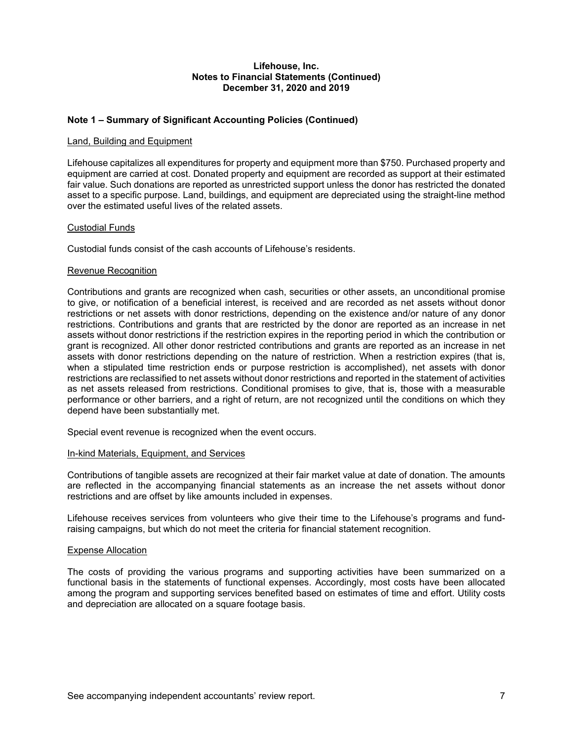**Lifehouse, Inc.**
**Notes to Financial Statements (Continued)**
**December 31, 2020 and 2019**

### Note 1 – Summary of Significant Accounting Policies (Continued)

Land, Building and Equipment

Lifehouse capitalizes all expenditures for property and equipment more than $750. Purchased property and equipment are carried at cost. Donated property and equipment are recorded as support at their estimated fair value. Such donations are reported as unrestricted support unless the donor has restricted the donated asset to a specific purpose. Land, buildings, and equipment are depreciated using the straight-line method over the estimated useful lives of the related assets.

Custodial Funds

Custodial funds consist of the cash accounts of Lifehouse's residents.

Revenue Recognition

Contributions and grants are recognized when cash, securities or other assets, an unconditional promise to give, or notification of a beneficial interest, is received and are recorded as net assets without donor restrictions or net assets with donor restrictions, depending on the existence and/or nature of any donor restrictions. Contributions and grants that are restricted by the donor are reported as an increase in net assets without donor restrictions if the restriction expires in the reporting period in which the contribution or grant is recognized. All other donor restricted contributions and grants are reported as an increase in net assets with donor restrictions depending on the nature of restriction. When a restriction expires (that is, when a stipulated time restriction ends or purpose restriction is accomplished), net assets with donor restrictions are reclassified to net assets without donor restrictions and reported in the statement of activities as net assets released from restrictions. Conditional promises to give, that is, those with a measurable performance or other barriers, and a right of return, are not recognized until the conditions on which they depend have been substantially met.

Special event revenue is recognized when the event occurs.

In-kind Materials, Equipment, and Services

Contributions of tangible assets are recognized at their fair market value at date of donation. The amounts are reflected in the accompanying financial statements as an increase the net assets without donor restrictions and are offset by like amounts included in expenses.

Lifehouse receives services from volunteers who give their time to the Lifehouse's programs and fund-raising campaigns, but which do not meet the criteria for financial statement recognition.

Expense Allocation

The costs of providing the various programs and supporting activities have been summarized on a functional basis in the statements of functional expenses. Accordingly, most costs have been allocated among the program and supporting services benefited based on estimates of time and effort. Utility costs and depreciation are allocated on a square footage basis.

See accompanying independent accountants' review report.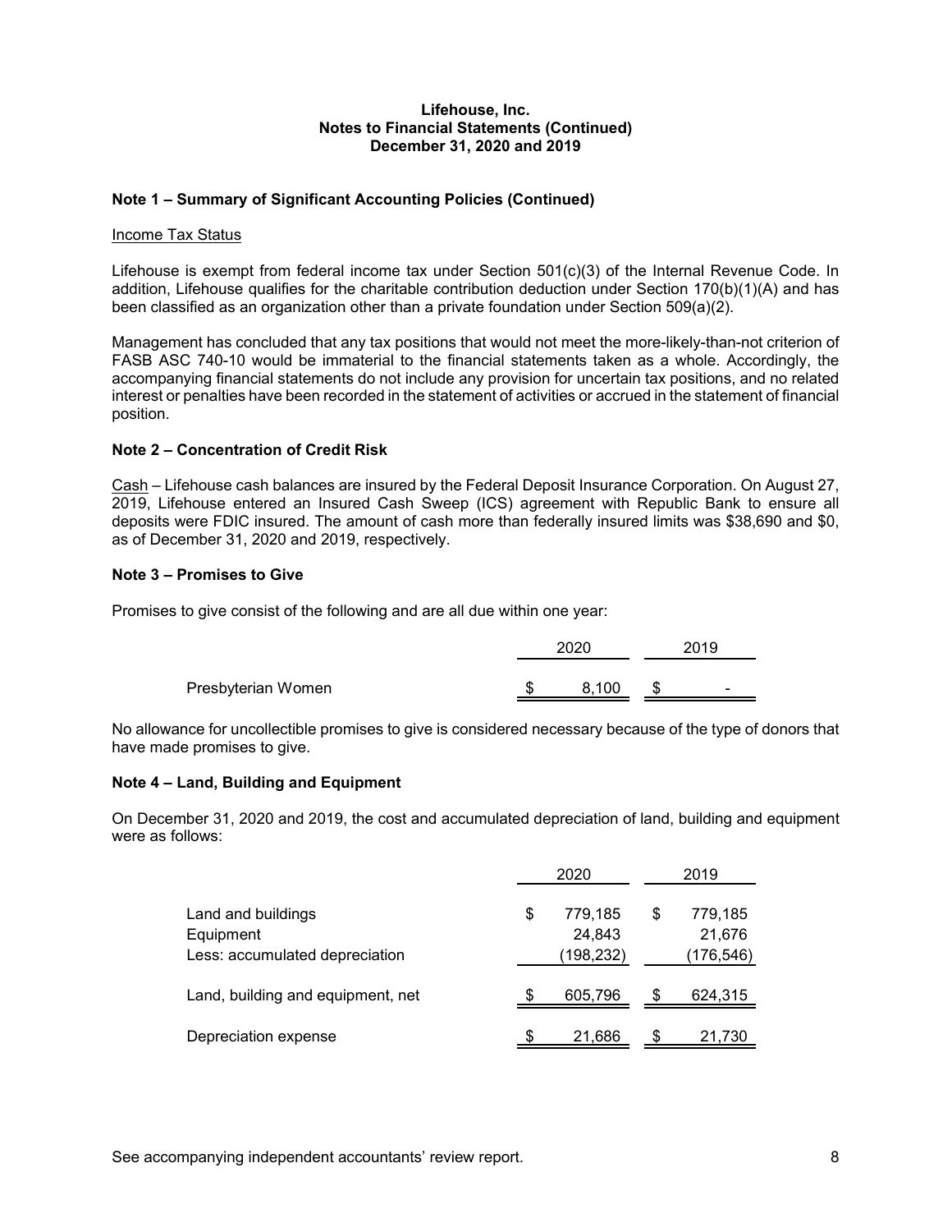## Note 1 – Summary of Significant Accounting Policies (Continued)

Income Tax Status

Lifehouse is exempt from federal income tax under Section 501(c)(3) of the Internal Revenue Code. In addition, Lifehouse qualifies for the charitable contribution deduction under Section 170(b)(1)(A) and has been classified as an organization other than a private foundation under Section 509(a)(2).

Management has concluded that any tax positions that would not meet the more-likely-than-not criterion of FASB ASC 740-10 would be immaterial to the financial statements taken as a whole. Accordingly, the accompanying financial statements do not include any provision for uncertain tax positions, and no related interest or penalties have been recorded in the statement of activities or accrued in the statement of financial position.

## Note 2 – Concentration of Credit Risk

Cash – Lifehouse cash balances are insured by the Federal Deposit Insurance Corporation. On August 27, 2019, Lifehouse entered an Insured Cash Sweep (ICS) agreement with Republic Bank to ensure all deposits were FDIC insured. The amount of cash more than federally insured limits was $38,690 and $0, as of December 31, 2020 and 2019, respectively.

## Note 3 – Promises to Give

Promises to give consist of the following and are all due within one year:

| | 2020 | 2019 |
|---|---|---|
| Presbyterian Women | $ 8,100 | $ - |

No allowance for uncollectible promises to give is considered necessary because of the type of donors that have made promises to give.

## Note 4 – Land, Building and Equipment

On December 31, 2020 and 2019, the cost and accumulated depreciation of land, building and equipment were as follows:

| | 2020 | 2019 |
|---|---|---|
| Land and buildings | $ 779,185 | $ 779,185 |
| Equipment | 24,843 | 21,676 |
| Less: accumulated depreciation | (198,232) | (176,546) |
| Land, building and equipment, net | $ 605,796 | $ 624,315 |
| Depreciation expense | $ 21,686 | $ 21,730 |

See accompanying independent accountants' review report.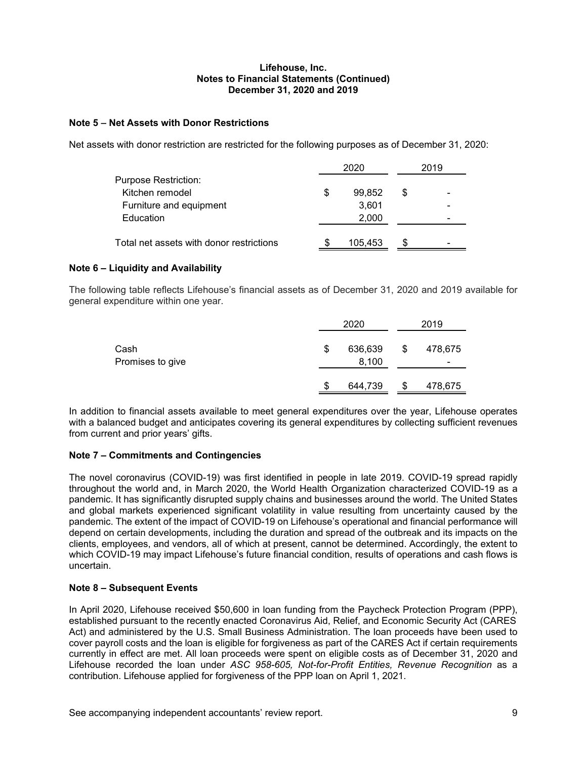**Lifehouse, Inc.**
**Notes to Financial Statements (Continued)**
**December 31, 2020 and 2019**

### Note 5 – Net Assets with Donor Restrictions

Net assets with donor restriction are restricted for the following purposes as of December 31, 2020:

| | 2020 | 2019 |
|---|---|---|
| Purpose Restriction: | | |
| Kitchen remodel | $ 99,852 | $ - |
| Furniture and equipment | 3,601 | - |
| Education | 2,000 | - |
| Total net assets with donor restrictions | $ 105,453 | $ - |

### Note 6 – Liquidity and Availability

The following table reflects Lifehouse's financial assets as of December 31, 2020 and 2019 available for general expenditure within one year.

| | 2020 | 2019 |
|---|---|---|
| Cash | $ 636,639 | $ 478,675 |
| Promises to give | 8,100 | - |
| | $ 644,739 | $ 478,675 |

In addition to financial assets available to meet general expenditures over the year, Lifehouse operates with a balanced budget and anticipates covering its general expenditures by collecting sufficient revenues from current and prior years' gifts.

### Note 7 – Commitments and Contingencies

The novel coronavirus (COVID-19) was first identified in people in late 2019. COVID-19 spread rapidly throughout the world and, in March 2020, the World Health Organization characterized COVID-19 as a pandemic. It has significantly disrupted supply chains and businesses around the world. The United States and global markets experienced significant volatility in value resulting from uncertainty caused by the pandemic. The extent of the impact of COVID-19 on Lifehouse's operational and financial performance will depend on certain developments, including the duration and spread of the outbreak and its impacts on the clients, employees, and vendors, all of which at present, cannot be determined. Accordingly, the extent to which COVID-19 may impact Lifehouse's future financial condition, results of operations and cash flows is uncertain.

### Note 8 – Subsequent Events

In April 2020, Lifehouse received $50,600 in loan funding from the Paycheck Protection Program (PPP), established pursuant to the recently enacted Coronavirus Aid, Relief, and Economic Security Act (CARES Act) and administered by the U.S. Small Business Administration. The loan proceeds have been used to cover payroll costs and the loan is eligible for forgiveness as part of the CARES Act if certain requirements currently in effect are met. All loan proceeds were spent on eligible costs as of December 31, 2020 and Lifehouse recorded the loan under *ASC 958-605, Not-for-Profit Entities, Revenue Recognition* as a contribution. Lifehouse applied for forgiveness of the PPP loan on April 1, 2021.

See accompanying independent accountants' review report.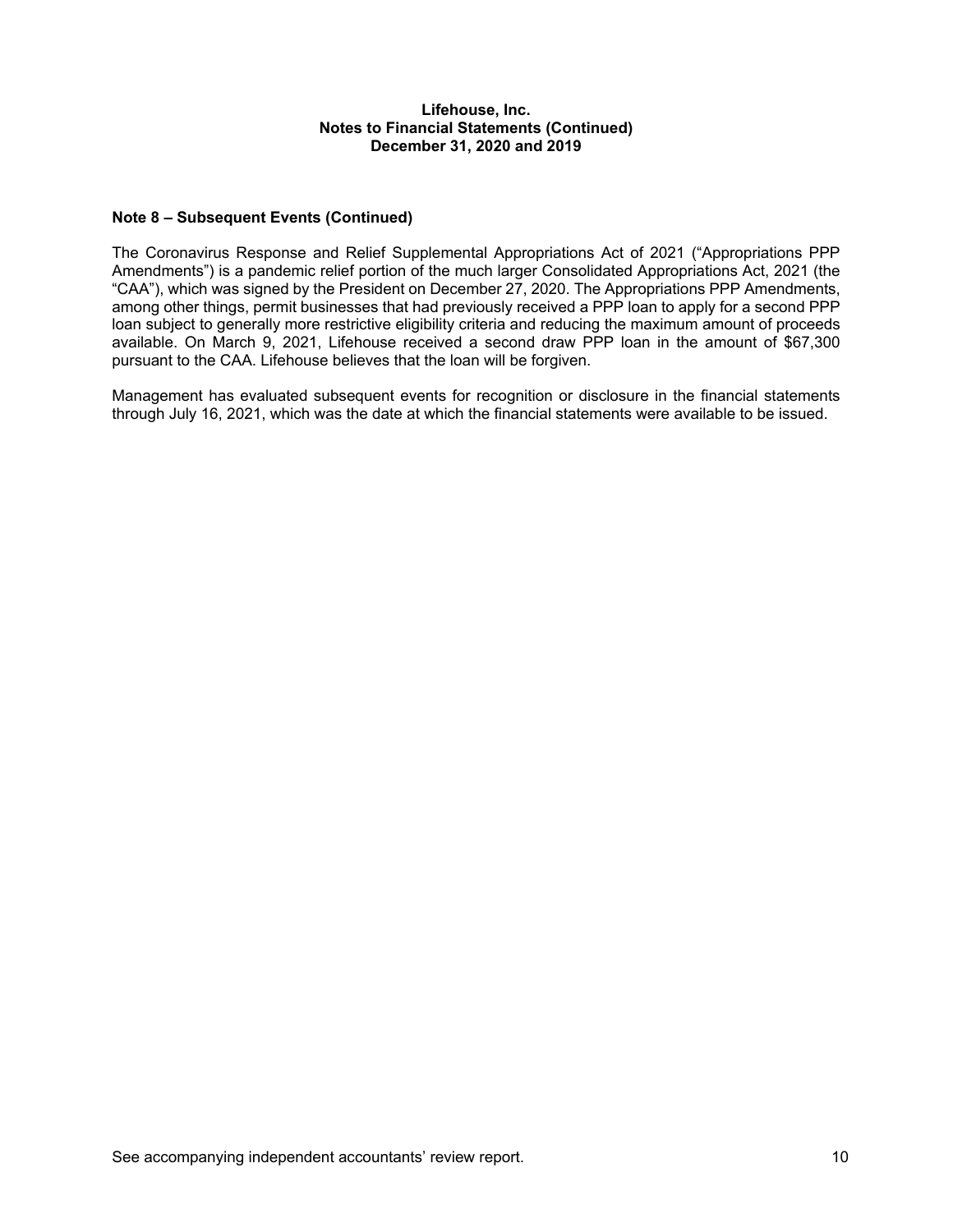### Note 8 – Subsequent Events (Continued)

The Coronavirus Response and Relief Supplemental Appropriations Act of 2021 (“Appropriations PPP Amendments”) is a pandemic relief portion of the much larger Consolidated Appropriations Act, 2021 (the “CAA”), which was signed by the President on December 27, 2020. The Appropriations PPP Amendments, among other things, permit businesses that had previously received a PPP loan to apply for a second PPP loan subject to generally more restrictive eligibility criteria and reducing the maximum amount of proceeds available. On March 9, 2021, Lifehouse received a second draw PPP loan in the amount of $67,300 pursuant to the CAA. Lifehouse believes that the loan will be forgiven.

Management has evaluated subsequent events for recognition or disclosure in the financial statements through July 16, 2021, which was the date at which the financial statements were available to be issued.